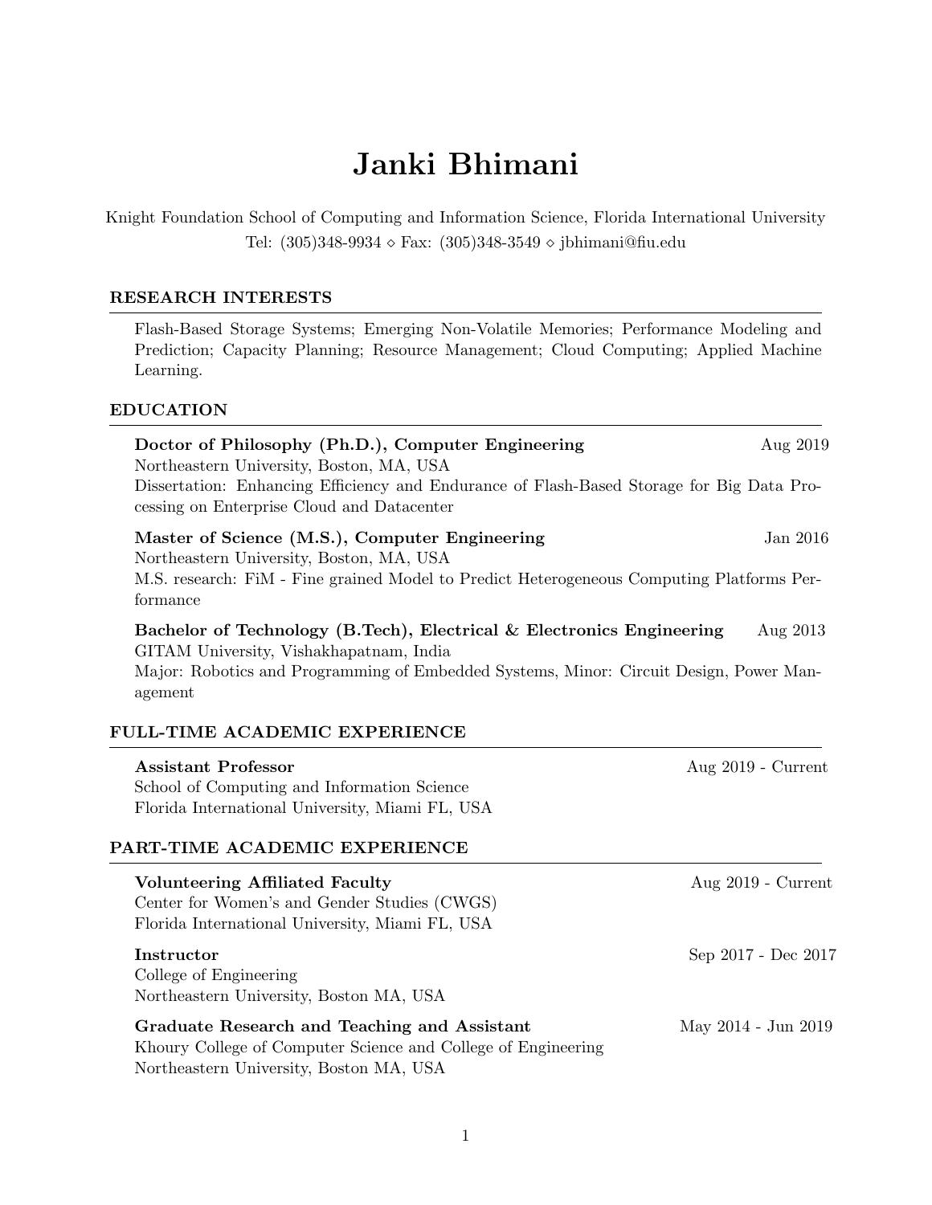# Janki Bhimani

Knight Foundation School of Computing and Information Science, Florida International University
Tel: (305)348-9934 ⋄ Fax: (305)348-3549 ⋄ jbhimani@fiu.edu

## RESEARCH INTERESTS

Flash-Based Storage Systems; Emerging Non-Volatile Memories; Performance Modeling and Prediction; Capacity Planning; Resource Management; Cloud Computing; Applied Machine Learning.

## EDUCATION

**Doctor of Philosophy (Ph.D.), Computer Engineering** — Aug 2019
Northeastern University, Boston, MA, USA
Dissertation: Enhancing Efficiency and Endurance of Flash-Based Storage for Big Data Processing on Enterprise Cloud and Datacenter

**Master of Science (M.S.), Computer Engineering** — Jan 2016
Northeastern University, Boston, MA, USA
M.S. research: FiM - Fine grained Model to Predict Heterogeneous Computing Platforms Performance

**Bachelor of Technology (B.Tech), Electrical & Electronics Engineering** — Aug 2013
GITAM University, Vishakhapatnam, India
Major: Robotics and Programming of Embedded Systems, Minor: Circuit Design, Power Management

## FULL-TIME ACADEMIC EXPERIENCE

**Assistant Professor** — Aug 2019 - Current
School of Computing and Information Science
Florida International University, Miami FL, USA

## PART-TIME ACADEMIC EXPERIENCE

**Volunteering Affiliated Faculty** — Aug 2019 - Current
Center for Women's and Gender Studies (CWGS)
Florida International University, Miami FL, USA

**Instructor** — Sep 2017 - Dec 2017
College of Engineering
Northeastern University, Boston MA, USA

**Graduate Research and Teaching and Assistant** — May 2014 - Jun 2019
Khoury College of Computer Science and College of Engineering
Northeastern University, Boston MA, USA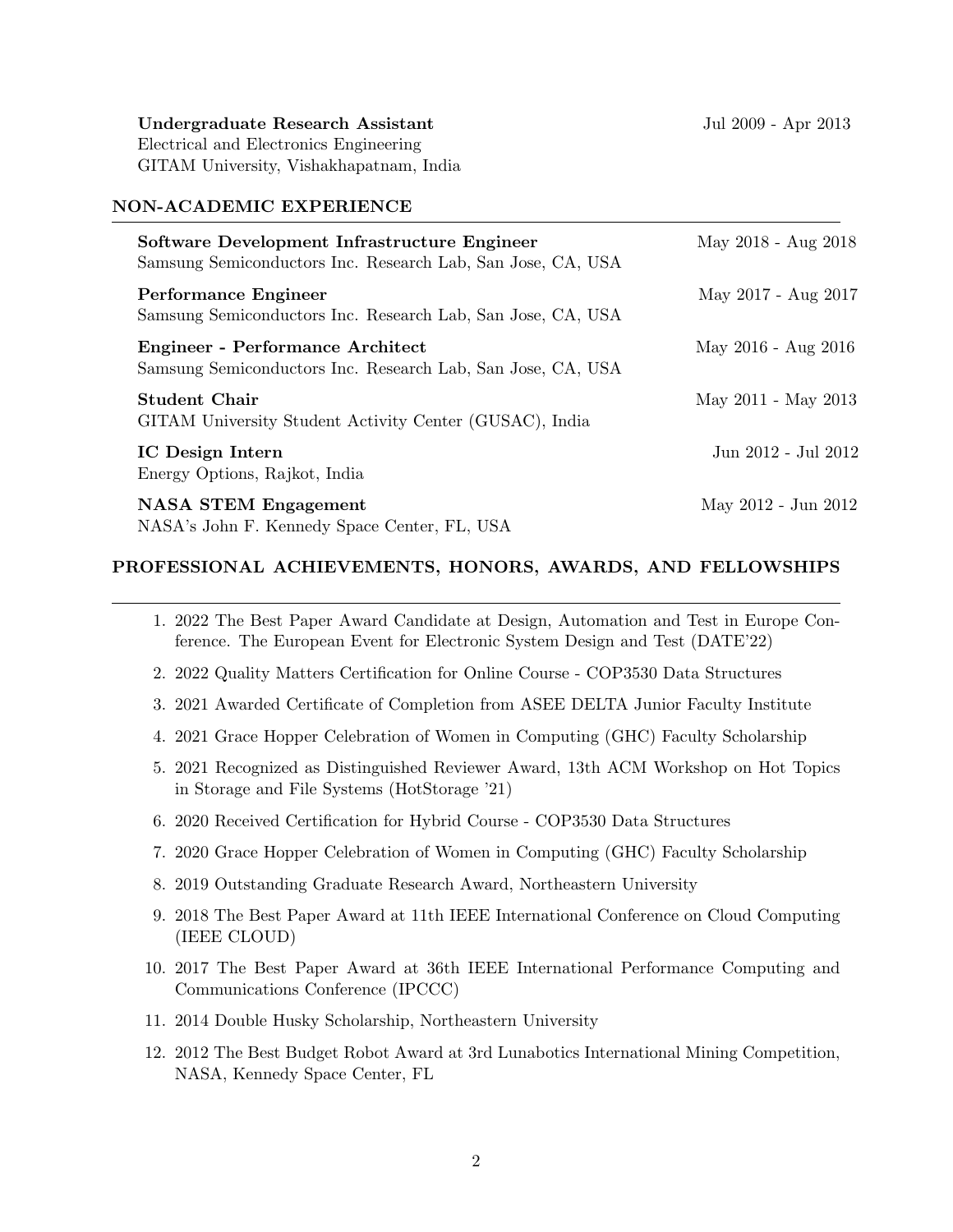**Undergraduate Research Assistant** Jul 2009 - Apr 2013
Electrical and Electronics Engineering
GITAM University, Vishakhapatnam, India

## NON-ACADEMIC EXPERIENCE

**Software Development Infrastructure Engineer** May 2018 - Aug 2018
Samsung Semiconductors Inc. Research Lab, San Jose, CA, USA

**Performance Engineer** May 2017 - Aug 2017
Samsung Semiconductors Inc. Research Lab, San Jose, CA, USA

**Engineer - Performance Architect** May 2016 - Aug 2016
Samsung Semiconductors Inc. Research Lab, San Jose, CA, USA

**Student Chair** May 2011 - May 2013
GITAM University Student Activity Center (GUSAC), India

**IC Design Intern** Jun 2012 - Jul 2012
Energy Options, Rajkot, India

**NASA STEM Engagement** May 2012 - Jun 2012
NASA's John F. Kennedy Space Center, FL, USA

## PROFESSIONAL ACHIEVEMENTS, HONORS, AWARDS, AND FELLOWSHIPS

1. 2022 The Best Paper Award Candidate at Design, Automation and Test in Europe Conference. The European Event for Electronic System Design and Test (DATE'22)
2. 2022 Quality Matters Certification for Online Course - COP3530 Data Structures
3. 2021 Awarded Certificate of Completion from ASEE DELTA Junior Faculty Institute
4. 2021 Grace Hopper Celebration of Women in Computing (GHC) Faculty Scholarship
5. 2021 Recognized as Distinguished Reviewer Award, 13th ACM Workshop on Hot Topics in Storage and File Systems (HotStorage '21)
6. 2020 Received Certification for Hybrid Course - COP3530 Data Structures
7. 2020 Grace Hopper Celebration of Women in Computing (GHC) Faculty Scholarship
8. 2019 Outstanding Graduate Research Award, Northeastern University
9. 2018 The Best Paper Award at 11th IEEE International Conference on Cloud Computing (IEEE CLOUD)
10. 2017 The Best Paper Award at 36th IEEE International Performance Computing and Communications Conference (IPCCC)
11. 2014 Double Husky Scholarship, Northeastern University
12. 2012 The Best Budget Robot Award at 3rd Lunabotics International Mining Competition, NASA, Kennedy Space Center, FL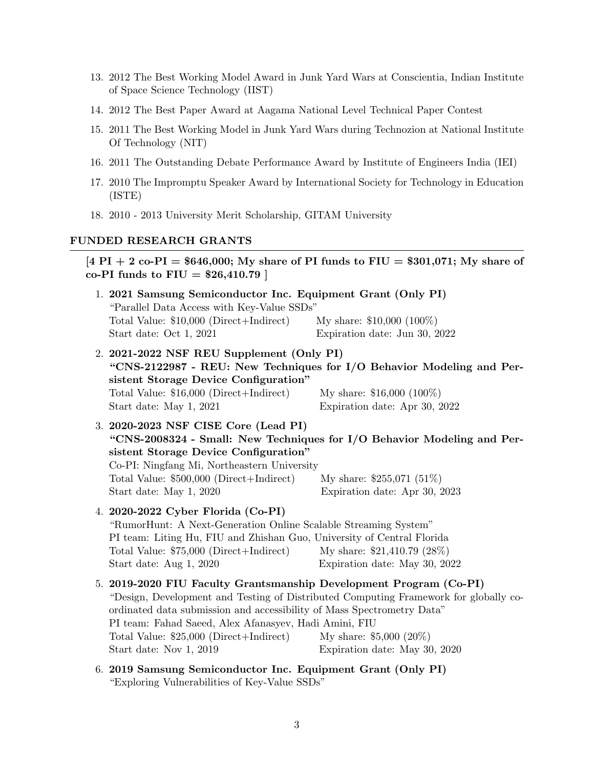13. 2012 The Best Working Model Award in Junk Yard Wars at Conscientia, Indian Institute of Space Science Technology (IIST)

14. 2012 The Best Paper Award at Aagama National Level Technical Paper Contest

15. 2011 The Best Working Model in Junk Yard Wars during Technozion at National Institute Of Technology (NIT)

16. 2011 The Outstanding Debate Performance Award by Institute of Engineers India (IEI)

17. 2010 The Impromptu Speaker Award by International Society for Technology in Education (ISTE)

18. 2010 - 2013 University Merit Scholarship, GITAM University

## FUNDED RESEARCH GRANTS

**[4 PI + 2 co-PI = $646,000; My share of PI funds to FIU = $301,071; My share of co-PI funds to FIU = $26,410.79 ]**

1. **2021 Samsung Semiconductor Inc. Equipment Grant (Only PI)**
   "Parallel Data Access with Key-Value SSDs"
   Total Value: $10,000 (Direct+Indirect) My share: $10,000 (100%)
   Start date: Oct 1, 2021 Expiration date: Jun 30, 2022

2. **2021-2022 NSF REU Supplement (Only PI)**
   **"CNS-2122987 - REU: New Techniques for I/O Behavior Modeling and Persistent Storage Device Configuration"**
   Total Value: $16,000 (Direct+Indirect) My share: $16,000 (100%)
   Start date: May 1, 2021 Expiration date: Apr 30, 2022

3. **2020-2023 NSF CISE Core (Lead PI)**
   **"CNS-2008324 - Small: New Techniques for I/O Behavior Modeling and Persistent Storage Device Configuration"**
   Co-PI: Ningfang Mi, Northeastern University
   Total Value: $500,000 (Direct+Indirect) My share: $255,071 (51%)
   Start date: May 1, 2020 Expiration date: Apr 30, 2023

4. **2020-2022 Cyber Florida (Co-PI)**
   "RumorHunt: A Next-Generation Online Scalable Streaming System"
   PI team: Liting Hu, FIU and Zhishan Guo, University of Central Florida
   Total Value: $75,000 (Direct+Indirect) My share: $21,410.79 (28%)
   Start date: Aug 1, 2020 Expiration date: May 30, 2022

5. **2019-2020 FIU Faculty Grantsmanship Development Program (Co-PI)**
   "Design, Development and Testing of Distributed Computing Framework for globally coordinated data submission and accessibility of Mass Spectrometry Data"
   PI team: Fahad Saeed, Alex Afanasyev, Hadi Amini, FIU
   Total Value: $25,000 (Direct+Indirect) My share: $5,000 (20%)
   Start date: Nov 1, 2019 Expiration date: May 30, 2020

6. **2019 Samsung Semiconductor Inc. Equipment Grant (Only PI)**
   "Exploring Vulnerabilities of Key-Value SSDs"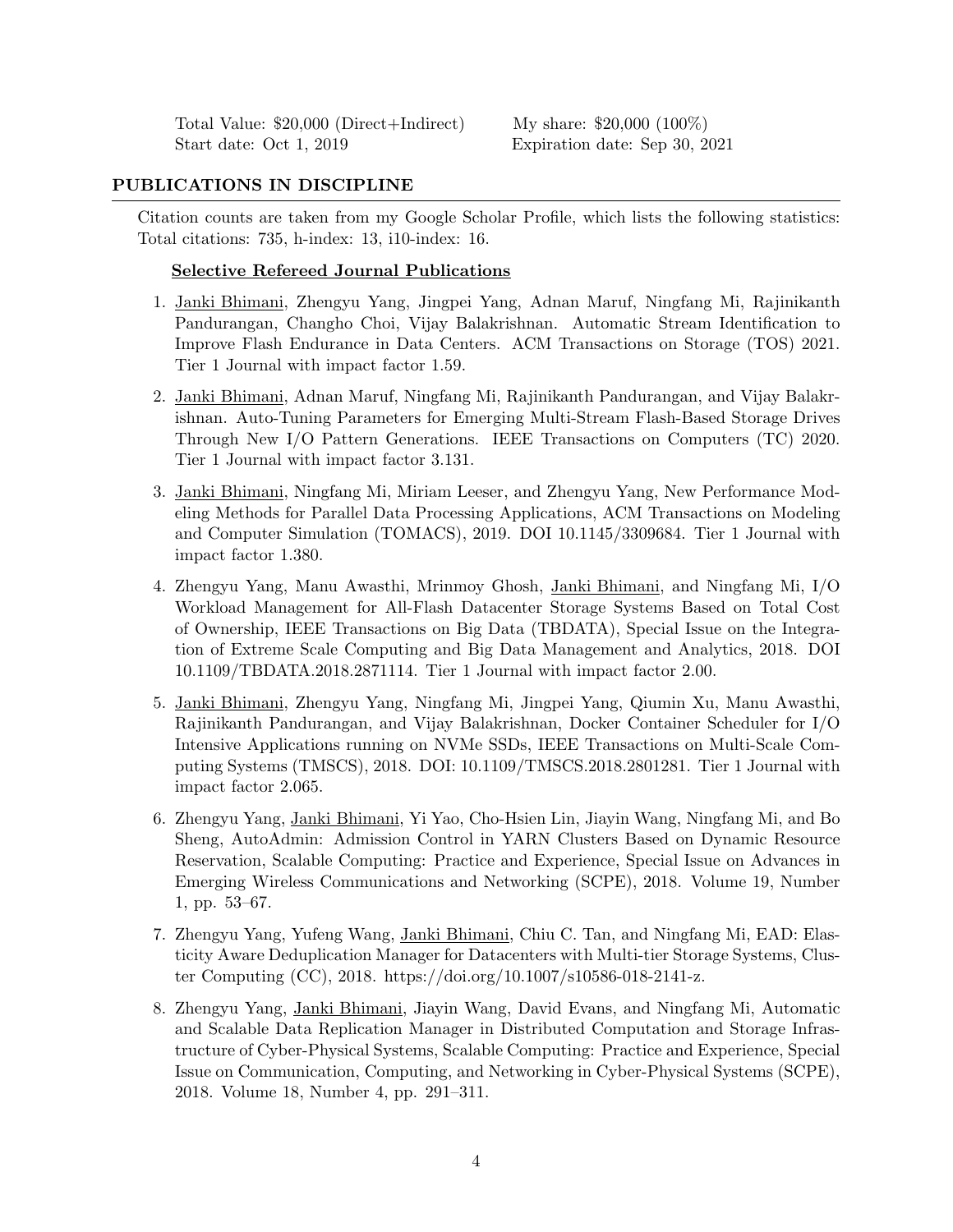Total Value: $20,000 (Direct+Indirect) My share: $20,000 (100%)
Start date: Oct 1, 2019 Expiration date: Sep 30, 2021

## PUBLICATIONS IN DISCIPLINE

Citation counts are taken from my Google Scholar Profile, which lists the following statistics: Total citations: 735, h-index: 13, i10-index: 16.

### Selective Refereed Journal Publications

1. Janki Bhimani, Zhengyu Yang, Jingpei Yang, Adnan Maruf, Ningfang Mi, Rajinikanth Pandurangan, Changho Choi, Vijay Balakrishnan. Automatic Stream Identification to Improve Flash Endurance in Data Centers. ACM Transactions on Storage (TOS) 2021. Tier 1 Journal with impact factor 1.59.

2. Janki Bhimani, Adnan Maruf, Ningfang Mi, Rajinikanth Pandurangan, and Vijay Balakrishnan. Auto-Tuning Parameters for Emerging Multi-Stream Flash-Based Storage Drives Through New I/O Pattern Generations. IEEE Transactions on Computers (TC) 2020. Tier 1 Journal with impact factor 3.131.

3. Janki Bhimani, Ningfang Mi, Miriam Leeser, and Zhengyu Yang, New Performance Modeling Methods for Parallel Data Processing Applications, ACM Transactions on Modeling and Computer Simulation (TOMACS), 2019. DOI 10.1145/3309684. Tier 1 Journal with impact factor 1.380.

4. Zhengyu Yang, Manu Awasthi, Mrinmoy Ghosh, Janki Bhimani, and Ningfang Mi, I/O Workload Management for All-Flash Datacenter Storage Systems Based on Total Cost of Ownership, IEEE Transactions on Big Data (TBDATA), Special Issue on the Integration of Extreme Scale Computing and Big Data Management and Analytics, 2018. DOI 10.1109/TBDATA.2018.2871114. Tier 1 Journal with impact factor 2.00.

5. Janki Bhimani, Zhengyu Yang, Ningfang Mi, Jingpei Yang, Qiumin Xu, Manu Awasthi, Rajinikanth Pandurangan, and Vijay Balakrishnan, Docker Container Scheduler for I/O Intensive Applications running on NVMe SSDs, IEEE Transactions on Multi-Scale Computing Systems (TMSCS), 2018. DOI: 10.1109/TMSCS.2018.2801281. Tier 1 Journal with impact factor 2.065.

6. Zhengyu Yang, Janki Bhimani, Yi Yao, Cho-Hsien Lin, Jiayin Wang, Ningfang Mi, and Bo Sheng, AutoAdmin: Admission Control in YARN Clusters Based on Dynamic Resource Reservation, Scalable Computing: Practice and Experience, Special Issue on Advances in Emerging Wireless Communications and Networking (SCPE), 2018. Volume 19, Number 1, pp. 53–67.

7. Zhengyu Yang, Yufeng Wang, Janki Bhimani, Chiu C. Tan, and Ningfang Mi, EAD: Elasticity Aware Deduplication Manager for Datacenters with Multi-tier Storage Systems, Cluster Computing (CC), 2018. https://doi.org/10.1007/s10586-018-2141-z.

8. Zhengyu Yang, Janki Bhimani, Jiayin Wang, David Evans, and Ningfang Mi, Automatic and Scalable Data Replication Manager in Distributed Computation and Storage Infrastructure of Cyber-Physical Systems, Scalable Computing: Practice and Experience, Special Issue on Communication, Computing, and Networking in Cyber-Physical Systems (SCPE), 2018. Volume 18, Number 4, pp. 291–311.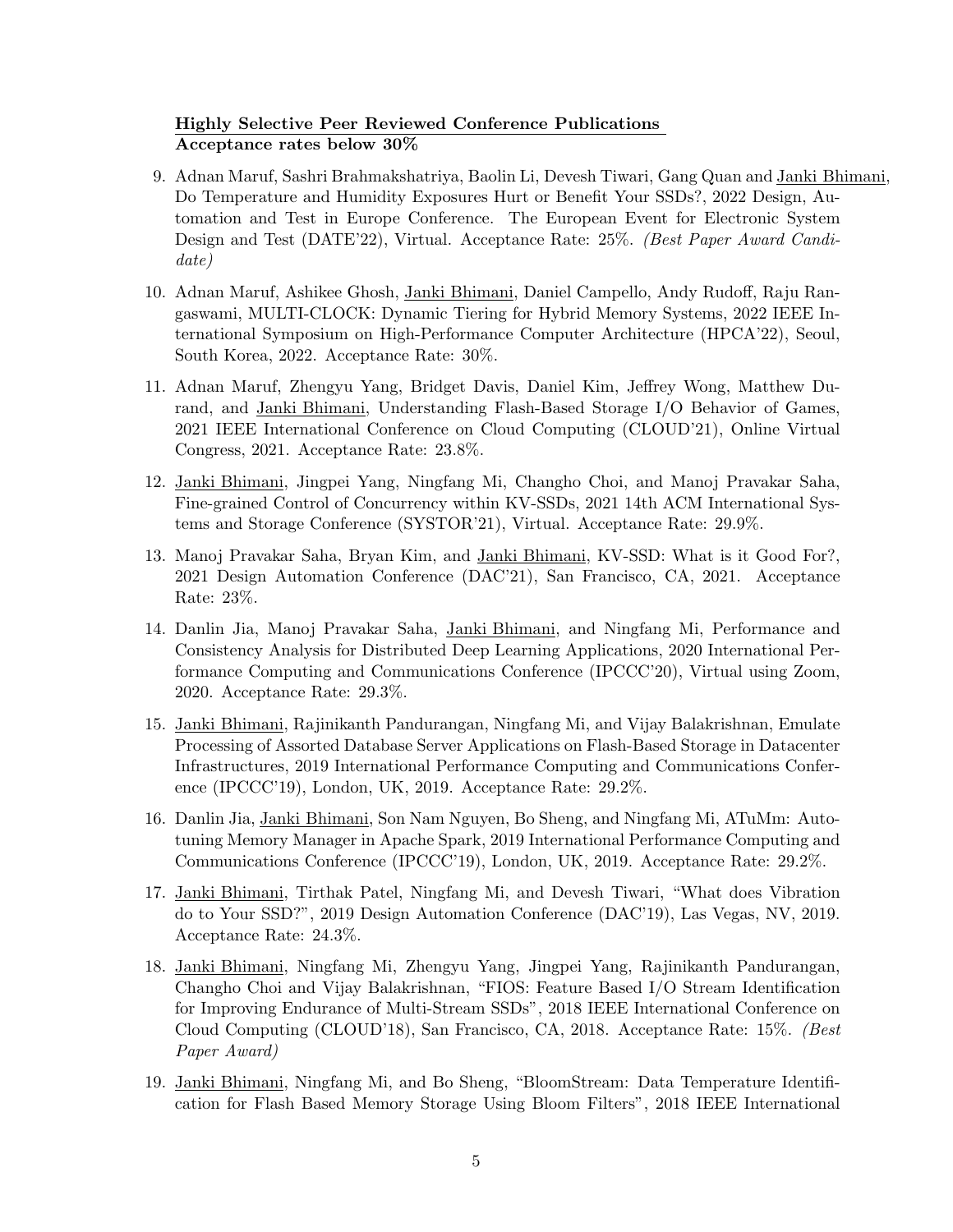**Highly Selective Peer Reviewed Conference Publications**
**Acceptance rates below 30%**

9. Adnan Maruf, Sashri Brahmakshatriya, Baolin Li, Devesh Tiwari, Gang Quan and Janki Bhimani, Do Temperature and Humidity Exposures Hurt or Benefit Your SSDs?, 2022 Design, Automation and Test in Europe Conference. The European Event for Electronic System Design and Test (DATE'22), Virtual. Acceptance Rate: 25%. *(Best Paper Award Candidate)*

10. Adnan Maruf, Ashikee Ghosh, Janki Bhimani, Daniel Campello, Andy Rudoff, Raju Rangaswami, MULTI-CLOCK: Dynamic Tiering for Hybrid Memory Systems, 2022 IEEE International Symposium on High-Performance Computer Architecture (HPCA'22), Seoul, South Korea, 2022. Acceptance Rate: 30%.

11. Adnan Maruf, Zhengyu Yang, Bridget Davis, Daniel Kim, Jeffrey Wong, Matthew Durand, and Janki Bhimani, Understanding Flash-Based Storage I/O Behavior of Games, 2021 IEEE International Conference on Cloud Computing (CLOUD'21), Online Virtual Congress, 2021. Acceptance Rate: 23.8%.

12. Janki Bhimani, Jingpei Yang, Ningfang Mi, Changho Choi, and Manoj Pravakar Saha, Fine-grained Control of Concurrency within KV-SSDs, 2021 14th ACM International Systems and Storage Conference (SYSTOR'21), Virtual. Acceptance Rate: 29.9%.

13. Manoj Pravakar Saha, Bryan Kim, and Janki Bhimani, KV-SSD: What is it Good For?, 2021 Design Automation Conference (DAC'21), San Francisco, CA, 2021. Acceptance Rate: 23%.

14. Danlin Jia, Manoj Pravakar Saha, Janki Bhimani, and Ningfang Mi, Performance and Consistency Analysis for Distributed Deep Learning Applications, 2020 International Performance Computing and Communications Conference (IPCCC'20), Virtual using Zoom, 2020. Acceptance Rate: 29.3%.

15. Janki Bhimani, Rajinikanth Pandurangan, Ningfang Mi, and Vijay Balakrishnan, Emulate Processing of Assorted Database Server Applications on Flash-Based Storage in Datacenter Infrastructures, 2019 International Performance Computing and Communications Conference (IPCCC'19), London, UK, 2019. Acceptance Rate: 29.2%.

16. Danlin Jia, Janki Bhimani, Son Nam Nguyen, Bo Sheng, and Ningfang Mi, ATuMm: Autotuning Memory Manager in Apache Spark, 2019 International Performance Computing and Communications Conference (IPCCC'19), London, UK, 2019. Acceptance Rate: 29.2%.

17. Janki Bhimani, Tirthak Patel, Ningfang Mi, and Devesh Tiwari, "What does Vibration do to Your SSD?", 2019 Design Automation Conference (DAC'19), Las Vegas, NV, 2019. Acceptance Rate: 24.3%.

18. Janki Bhimani, Ningfang Mi, Zhengyu Yang, Jingpei Yang, Rajinikanth Pandurangan, Changho Choi and Vijay Balakrishnan, "FIOS: Feature Based I/O Stream Identification for Improving Endurance of Multi-Stream SSDs", 2018 IEEE International Conference on Cloud Computing (CLOUD'18), San Francisco, CA, 2018. Acceptance Rate: 15%. *(Best Paper Award)*

19. Janki Bhimani, Ningfang Mi, and Bo Sheng, "BloomStream: Data Temperature Identification for Flash Based Memory Storage Using Bloom Filters", 2018 IEEE International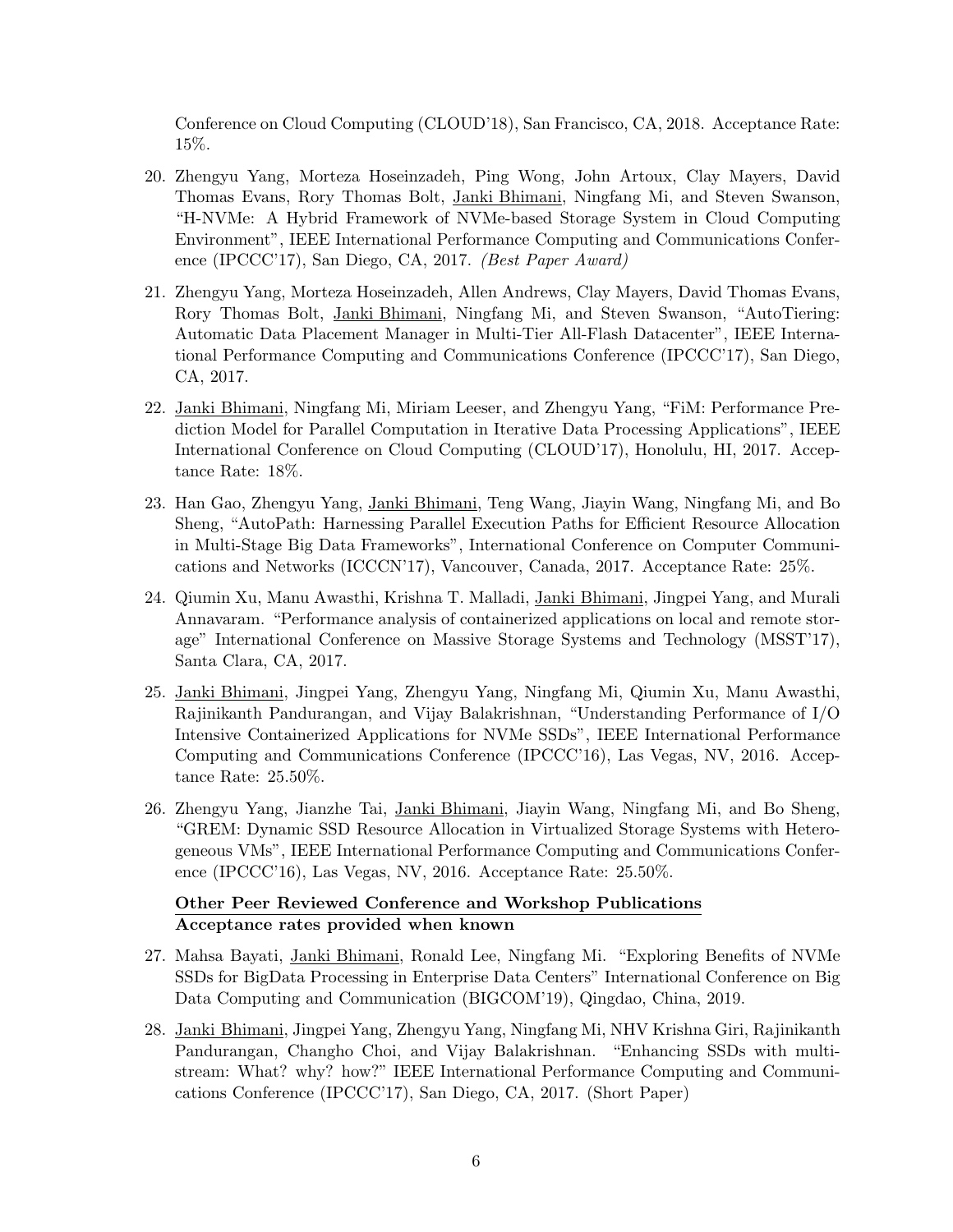Conference on Cloud Computing (CLOUD'18), San Francisco, CA, 2018. Acceptance Rate: 15%.

20. Zhengyu Yang, Morteza Hoseinzadeh, Ping Wong, John Artoux, Clay Mayers, David Thomas Evans, Rory Thomas Bolt, Janki Bhimani, Ningfang Mi, and Steven Swanson, "H-NVMe: A Hybrid Framework of NVMe-based Storage System in Cloud Computing Environment", IEEE International Performance Computing and Communications Conference (IPCCC'17), San Diego, CA, 2017. *(Best Paper Award)*

21. Zhengyu Yang, Morteza Hoseinzadeh, Allen Andrews, Clay Mayers, David Thomas Evans, Rory Thomas Bolt, Janki Bhimani, Ningfang Mi, and Steven Swanson, "AutoTiering: Automatic Data Placement Manager in Multi-Tier All-Flash Datacenter", IEEE International Performance Computing and Communications Conference (IPCCC'17), San Diego, CA, 2017.

22. Janki Bhimani, Ningfang Mi, Miriam Leeser, and Zhengyu Yang, "FiM: Performance Prediction Model for Parallel Computation in Iterative Data Processing Applications", IEEE International Conference on Cloud Computing (CLOUD'17), Honolulu, HI, 2017. Acceptance Rate: 18%.

23. Han Gao, Zhengyu Yang, Janki Bhimani, Teng Wang, Jiayin Wang, Ningfang Mi, and Bo Sheng, "AutoPath: Harnessing Parallel Execution Paths for Efficient Resource Allocation in Multi-Stage Big Data Frameworks", International Conference on Computer Communications and Networks (ICCCN'17), Vancouver, Canada, 2017. Acceptance Rate: 25%.

24. Qiumin Xu, Manu Awasthi, Krishna T. Malladi, Janki Bhimani, Jingpei Yang, and Murali Annavaram. "Performance analysis of containerized applications on local and remote storage" International Conference on Massive Storage Systems and Technology (MSST'17), Santa Clara, CA, 2017.

25. Janki Bhimani, Jingpei Yang, Zhengyu Yang, Ningfang Mi, Qiumin Xu, Manu Awasthi, Rajinikanth Pandurangan, and Vijay Balakrishnan, "Understanding Performance of I/O Intensive Containerized Applications for NVMe SSDs", IEEE International Performance Computing and Communications Conference (IPCCC'16), Las Vegas, NV, 2016. Acceptance Rate: 25.50%.

26. Zhengyu Yang, Jianzhe Tai, Janki Bhimani, Jiayin Wang, Ningfang Mi, and Bo Sheng, "GREM: Dynamic SSD Resource Allocation in Virtualized Storage Systems with Heterogeneous VMs", IEEE International Performance Computing and Communications Conference (IPCCC'16), Las Vegas, NV, 2016. Acceptance Rate: 25.50%.

**Other Peer Reviewed Conference and Workshop Publications**
**Acceptance rates provided when known**

27. Mahsa Bayati, Janki Bhimani, Ronald Lee, Ningfang Mi. "Exploring Benefits of NVMe SSDs for BigData Processing in Enterprise Data Centers" International Conference on Big Data Computing and Communication (BIGCOM'19), Qingdao, China, 2019.

28. Janki Bhimani, Jingpei Yang, Zhengyu Yang, Ningfang Mi, NHV Krishna Giri, Rajinikanth Pandurangan, Changho Choi, and Vijay Balakrishnan. "Enhancing SSDs with multi-stream: What? why? how?" IEEE International Performance Computing and Communications Conference (IPCCC'17), San Diego, CA, 2017. (Short Paper)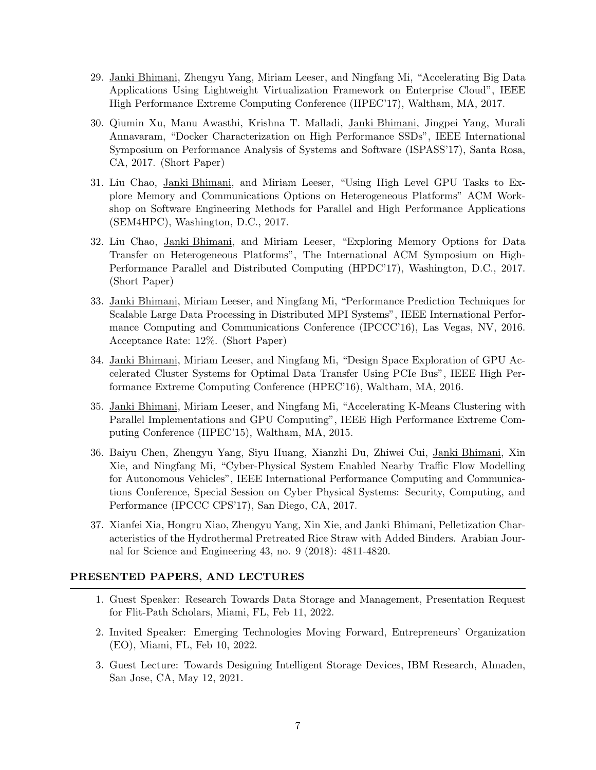29. Janki Bhimani, Zhengyu Yang, Miriam Leeser, and Ningfang Mi, "Accelerating Big Data Applications Using Lightweight Virtualization Framework on Enterprise Cloud", IEEE High Performance Extreme Computing Conference (HPEC'17), Waltham, MA, 2017.

30. Qiumin Xu, Manu Awasthi, Krishna T. Malladi, Janki Bhimani, Jingpei Yang, Murali Annavaram, "Docker Characterization on High Performance SSDs", IEEE International Symposium on Performance Analysis of Systems and Software (ISPASS'17), Santa Rosa, CA, 2017. (Short Paper)

31. Liu Chao, Janki Bhimani, and Miriam Leeser, "Using High Level GPU Tasks to Explore Memory and Communications Options on Heterogeneous Platforms" ACM Workshop on Software Engineering Methods for Parallel and High Performance Applications (SEM4HPC), Washington, D.C., 2017.

32. Liu Chao, Janki Bhimani, and Miriam Leeser, "Exploring Memory Options for Data Transfer on Heterogeneous Platforms", The International ACM Symposium on High-Performance Parallel and Distributed Computing (HPDC'17), Washington, D.C., 2017. (Short Paper)

33. Janki Bhimani, Miriam Leeser, and Ningfang Mi, "Performance Prediction Techniques for Scalable Large Data Processing in Distributed MPI Systems", IEEE International Performance Computing and Communications Conference (IPCCC'16), Las Vegas, NV, 2016. Acceptance Rate: 12%. (Short Paper)

34. Janki Bhimani, Miriam Leeser, and Ningfang Mi, "Design Space Exploration of GPU Accelerated Cluster Systems for Optimal Data Transfer Using PCIe Bus", IEEE High Performance Extreme Computing Conference (HPEC'16), Waltham, MA, 2016.

35. Janki Bhimani, Miriam Leeser, and Ningfang Mi, "Accelerating K-Means Clustering with Parallel Implementations and GPU Computing", IEEE High Performance Extreme Computing Conference (HPEC'15), Waltham, MA, 2015.

36. Baiyu Chen, Zhengyu Yang, Siyu Huang, Xianzhi Du, Zhiwei Cui, Janki Bhimani, Xin Xie, and Ningfang Mi, "Cyber-Physical System Enabled Nearby Traffic Flow Modelling for Autonomous Vehicles", IEEE International Performance Computing and Communications Conference, Special Session on Cyber Physical Systems: Security, Computing, and Performance (IPCCC CPS'17), San Diego, CA, 2017.

37. Xianfei Xia, Hongru Xiao, Zhengyu Yang, Xin Xie, and Janki Bhimani, Pelletization Characteristics of the Hydrothermal Pretreated Rice Straw with Added Binders. Arabian Journal for Science and Engineering 43, no. 9 (2018): 4811-4820.

## PRESENTED PAPERS, AND LECTURES

1. Guest Speaker: Research Towards Data Storage and Management, Presentation Request for Flit-Path Scholars, Miami, FL, Feb 11, 2022.

2. Invited Speaker: Emerging Technologies Moving Forward, Entrepreneurs' Organization (EO), Miami, FL, Feb 10, 2022.

3. Guest Lecture: Towards Designing Intelligent Storage Devices, IBM Research, Almaden, San Jose, CA, May 12, 2021.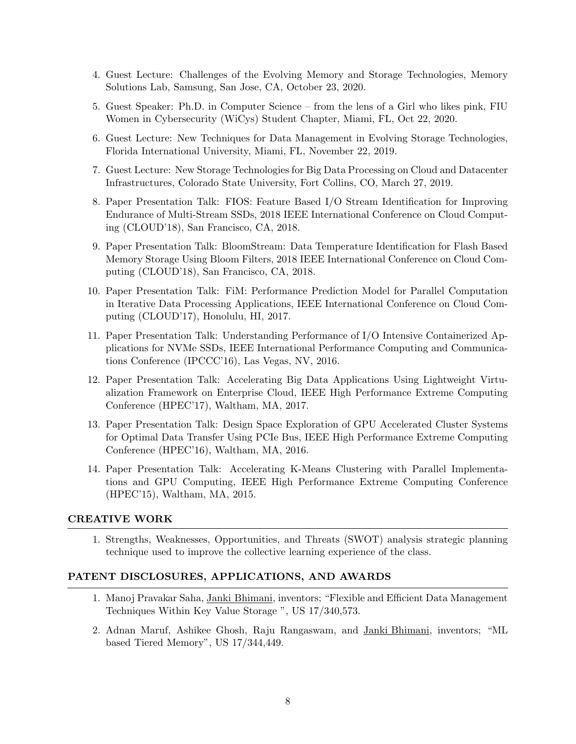4. Guest Lecture: Challenges of the Evolving Memory and Storage Technologies, Memory Solutions Lab, Samsung, San Jose, CA, October 23, 2020.

5. Guest Speaker: Ph.D. in Computer Science – from the lens of a Girl who likes pink, FIU Women in Cybersecurity (WiCys) Student Chapter, Miami, FL, Oct 22, 2020.

6. Guest Lecture: New Techniques for Data Management in Evolving Storage Technologies, Florida International University, Miami, FL, November 22, 2019.

7. Guest Lecture: New Storage Technologies for Big Data Processing on Cloud and Datacenter Infrastructures, Colorado State University, Fort Collins, CO, March 27, 2019.

8. Paper Presentation Talk: FIOS: Feature Based I/O Stream Identification for Improving Endurance of Multi-Stream SSDs, 2018 IEEE International Conference on Cloud Computing (CLOUD'18), San Francisco, CA, 2018.

9. Paper Presentation Talk: BloomStream: Data Temperature Identification for Flash Based Memory Storage Using Bloom Filters, 2018 IEEE International Conference on Cloud Computing (CLOUD'18), San Francisco, CA, 2018.

10. Paper Presentation Talk: FiM: Performance Prediction Model for Parallel Computation in Iterative Data Processing Applications, IEEE International Conference on Cloud Computing (CLOUD'17), Honolulu, HI, 2017.

11. Paper Presentation Talk: Understanding Performance of I/O Intensive Containerized Applications for NVMe SSDs, IEEE International Performance Computing and Communications Conference (IPCCC'16), Las Vegas, NV, 2016.

12. Paper Presentation Talk: Accelerating Big Data Applications Using Lightweight Virtualization Framework on Enterprise Cloud, IEEE High Performance Extreme Computing Conference (HPEC'17), Waltham, MA, 2017.

13. Paper Presentation Talk: Design Space Exploration of GPU Accelerated Cluster Systems for Optimal Data Transfer Using PCIe Bus, IEEE High Performance Extreme Computing Conference (HPEC'16), Waltham, MA, 2016.

14. Paper Presentation Talk: Accelerating K-Means Clustering with Parallel Implementations and GPU Computing, IEEE High Performance Extreme Computing Conference (HPEC'15), Waltham, MA, 2015.

## CREATIVE WORK

1. Strengths, Weaknesses, Opportunities, and Threats (SWOT) analysis strategic planning technique used to improve the collective learning experience of the class.

## PATENT DISCLOSURES, APPLICATIONS, AND AWARDS

1. Manoj Pravakar Saha, Janki Bhimani, inventors; "Flexible and Efficient Data Management Techniques Within Key Value Storage ", US 17/340,573.

2. Adnan Maruf, Ashikee Ghosh, Raju Rangaswam, and Janki Bhimani, inventors; "ML based Tiered Memory", US 17/344,449.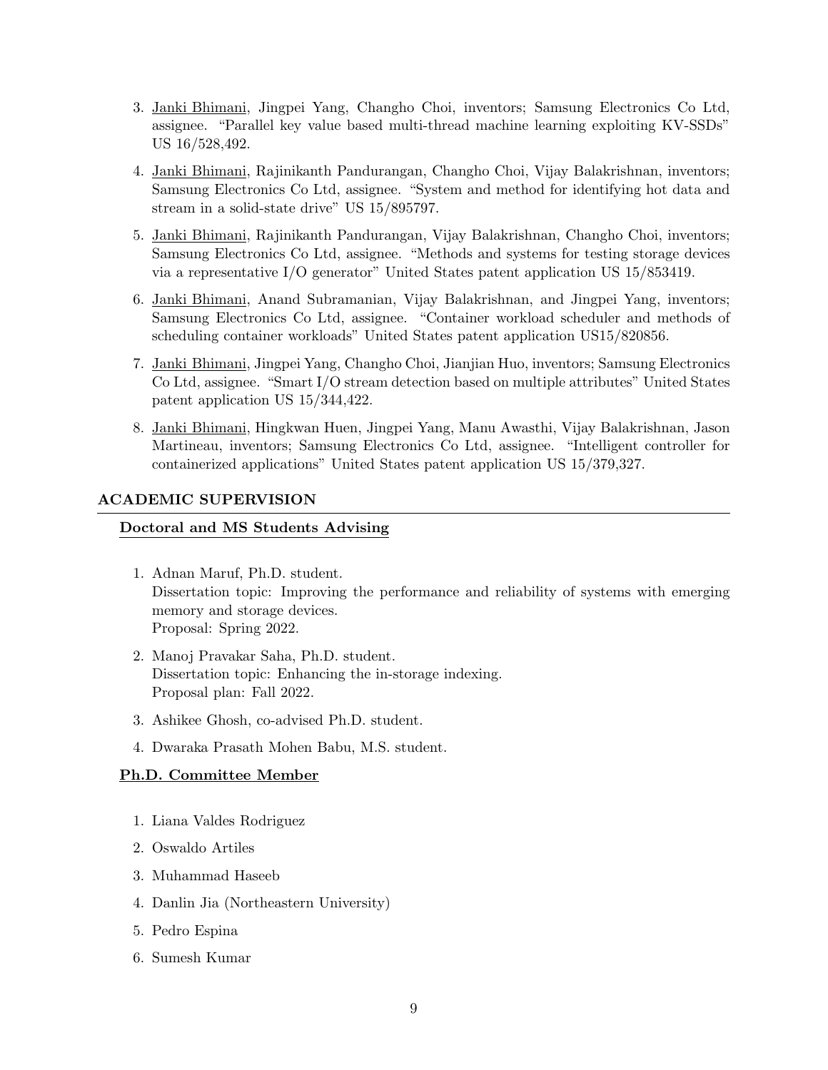3. Janki Bhimani, Jingpei Yang, Changho Choi, inventors; Samsung Electronics Co Ltd, assignee. "Parallel key value based multi-thread machine learning exploiting KV-SSDs" US 16/528,492.

4. Janki Bhimani, Rajinikanth Pandurangan, Changho Choi, Vijay Balakrishnan, inventors; Samsung Electronics Co Ltd, assignee. "System and method for identifying hot data and stream in a solid-state drive" US 15/895797.

5. Janki Bhimani, Rajinikanth Pandurangan, Vijay Balakrishnan, Changho Choi, inventors; Samsung Electronics Co Ltd, assignee. "Methods and systems for testing storage devices via a representative I/O generator" United States patent application US 15/853419.

6. Janki Bhimani, Anand Subramanian, Vijay Balakrishnan, and Jingpei Yang, inventors; Samsung Electronics Co Ltd, assignee. "Container workload scheduler and methods of scheduling container workloads" United States patent application US15/820856.

7. Janki Bhimani, Jingpei Yang, Changho Choi, Jianjian Huo, inventors; Samsung Electronics Co Ltd, assignee. "Smart I/O stream detection based on multiple attributes" United States patent application US 15/344,422.

8. Janki Bhimani, Hingkwan Huen, Jingpei Yang, Manu Awasthi, Vijay Balakrishnan, Jason Martineau, inventors; Samsung Electronics Co Ltd, assignee. "Intelligent controller for containerized applications" United States patent application US 15/379,327.

## ACADEMIC SUPERVISION

### Doctoral and MS Students Advising

1. Adnan Maruf, Ph.D. student.
   Dissertation topic: Improving the performance and reliability of systems with emerging memory and storage devices.
   Proposal: Spring 2022.

2. Manoj Pravakar Saha, Ph.D. student.
   Dissertation topic: Enhancing the in-storage indexing.
   Proposal plan: Fall 2022.

3. Ashikee Ghosh, co-advised Ph.D. student.

4. Dwaraka Prasath Mohen Babu, M.S. student.

### Ph.D. Committee Member

1. Liana Valdes Rodriguez
2. Oswaldo Artiles
3. Muhammad Haseeb
4. Danlin Jia (Northeastern University)
5. Pedro Espina
6. Sumesh Kumar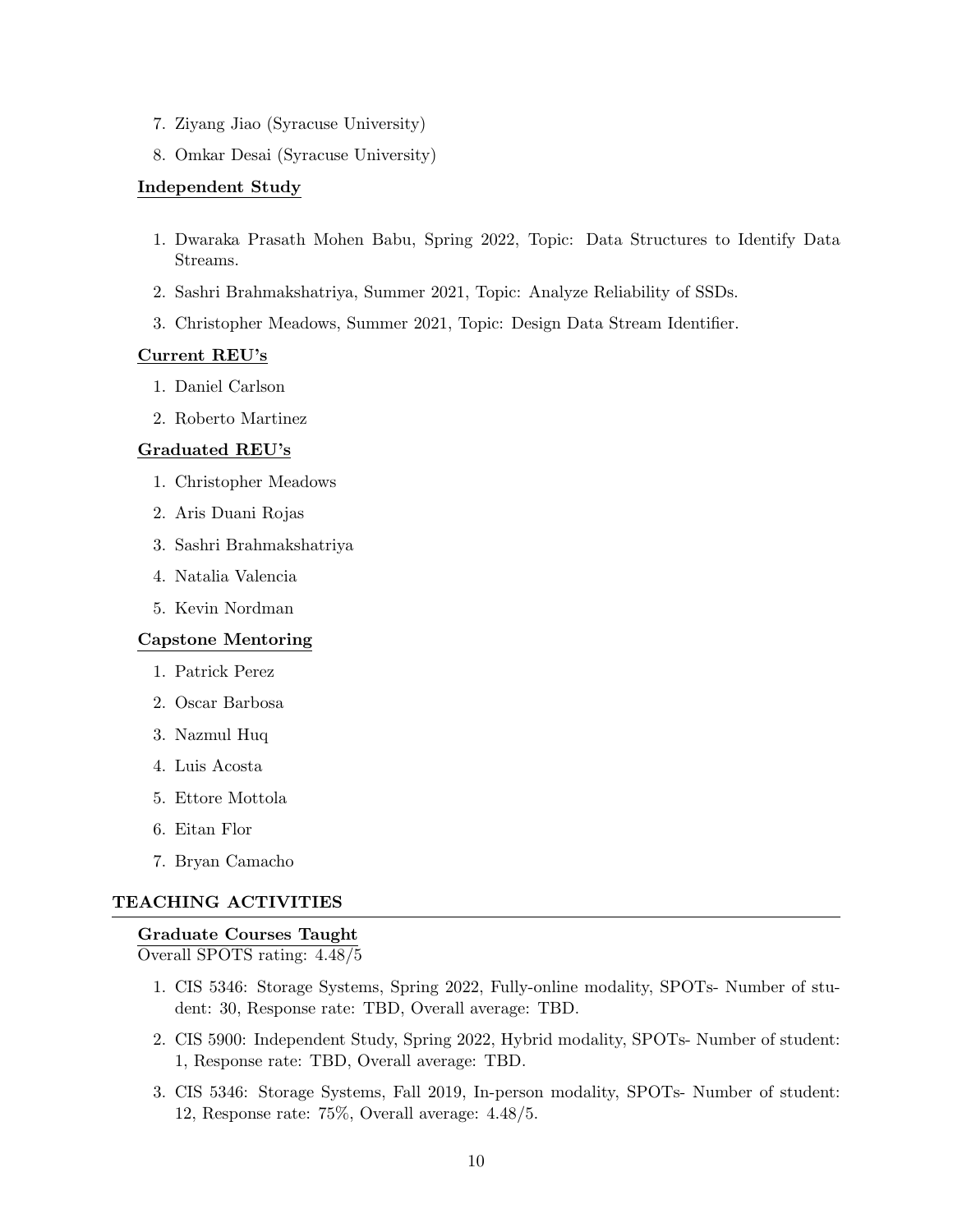7. Ziyang Jiao (Syracuse University)
8. Omkar Desai (Syracuse University)

### Independent Study

1. Dwaraka Prasath Mohen Babu, Spring 2022, Topic: Data Structures to Identify Data Streams.
2. Sashri Brahmakshatriya, Summer 2021, Topic: Analyze Reliability of SSDs.
3. Christopher Meadows, Summer 2021, Topic: Design Data Stream Identifier.

### Current REU's

1. Daniel Carlson
2. Roberto Martinez

### Graduated REU's

1. Christopher Meadows
2. Aris Duani Rojas
3. Sashri Brahmakshatriya
4. Natalia Valencia
5. Kevin Nordman

### Capstone Mentoring

1. Patrick Perez
2. Oscar Barbosa
3. Nazmul Huq
4. Luis Acosta
5. Ettore Mottola
6. Eitan Flor
7. Bryan Camacho

## TEACHING ACTIVITIES

### Graduate Courses Taught

Overall SPOTS rating: 4.48/5

1. CIS 5346: Storage Systems, Spring 2022, Fully-online modality, SPOTs- Number of student: 30, Response rate: TBD, Overall average: TBD.
2. CIS 5900: Independent Study, Spring 2022, Hybrid modality, SPOTs- Number of student: 1, Response rate: TBD, Overall average: TBD.
3. CIS 5346: Storage Systems, Fall 2019, In-person modality, SPOTs- Number of student: 12, Response rate: 75%, Overall average: 4.48/5.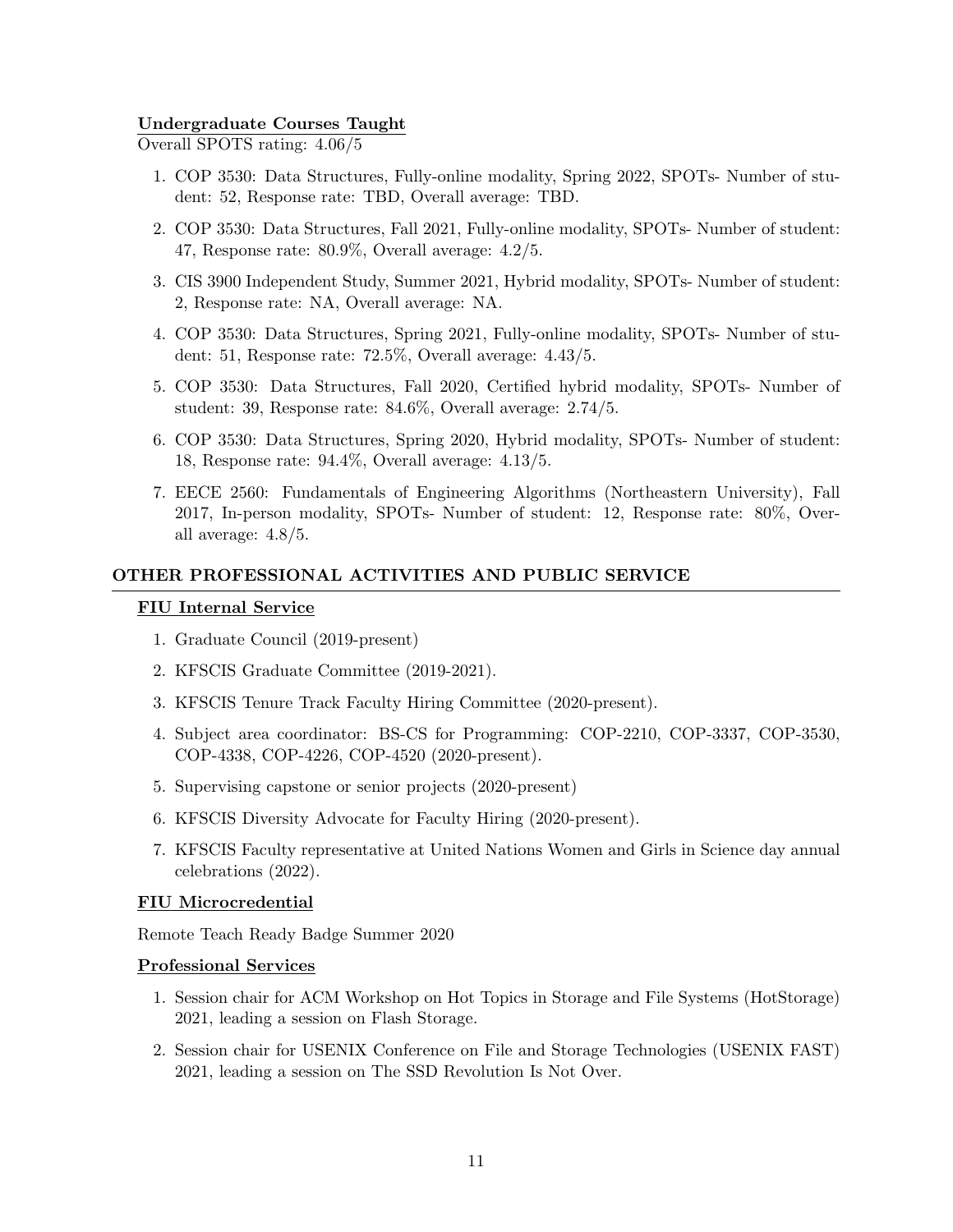**Undergraduate Courses Taught**

Overall SPOTS rating: 4.06/5

1. COP 3530: Data Structures, Fully-online modality, Spring 2022, SPOTs- Number of student: 52, Response rate: TBD, Overall average: TBD.
2. COP 3530: Data Structures, Fall 2021, Fully-online modality, SPOTs- Number of student: 47, Response rate: 80.9%, Overall average: 4.2/5.
3. CIS 3900 Independent Study, Summer 2021, Hybrid modality, SPOTs- Number of student: 2, Response rate: NA, Overall average: NA.
4. COP 3530: Data Structures, Spring 2021, Fully-online modality, SPOTs- Number of student: 51, Response rate: 72.5%, Overall average: 4.43/5.
5. COP 3530: Data Structures, Fall 2020, Certified hybrid modality, SPOTs- Number of student: 39, Response rate: 84.6%, Overall average: 2.74/5.
6. COP 3530: Data Structures, Spring 2020, Hybrid modality, SPOTs- Number of student: 18, Response rate: 94.4%, Overall average: 4.13/5.
7. EECE 2560: Fundamentals of Engineering Algorithms (Northeastern University), Fall 2017, In-person modality, SPOTs- Number of student: 12, Response rate: 80%, Overall average: 4.8/5.

## OTHER PROFESSIONAL ACTIVITIES AND PUBLIC SERVICE

**FIU Internal Service**

1. Graduate Council (2019-present)
2. KFSCIS Graduate Committee (2019-2021).
3. KFSCIS Tenure Track Faculty Hiring Committee (2020-present).
4. Subject area coordinator: BS-CS for Programming: COP-2210, COP-3337, COP-3530, COP-4338, COP-4226, COP-4520 (2020-present).
5. Supervising capstone or senior projects (2020-present)
6. KFSCIS Diversity Advocate for Faculty Hiring (2020-present).
7. KFSCIS Faculty representative at United Nations Women and Girls in Science day annual celebrations (2022).

**FIU Microcredential**

Remote Teach Ready Badge Summer 2020

**Professional Services**

1. Session chair for ACM Workshop on Hot Topics in Storage and File Systems (HotStorage) 2021, leading a session on Flash Storage.
2. Session chair for USENIX Conference on File and Storage Technologies (USENIX FAST) 2021, leading a session on The SSD Revolution Is Not Over.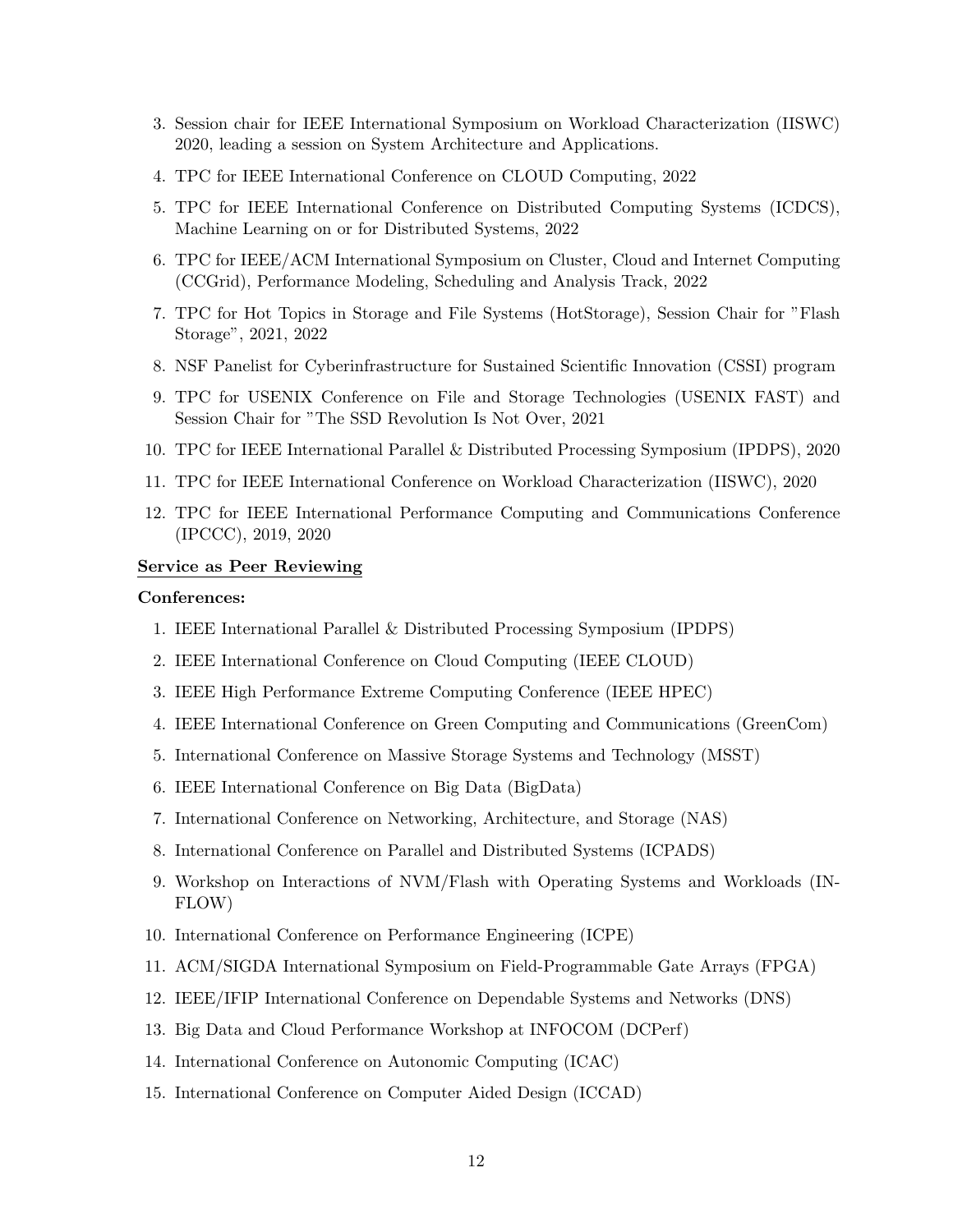3. Session chair for IEEE International Symposium on Workload Characterization (IISWC) 2020, leading a session on System Architecture and Applications.
4. TPC for IEEE International Conference on CLOUD Computing, 2022
5. TPC for IEEE International Conference on Distributed Computing Systems (ICDCS), Machine Learning on or for Distributed Systems, 2022
6. TPC for IEEE/ACM International Symposium on Cluster, Cloud and Internet Computing (CCGrid), Performance Modeling, Scheduling and Analysis Track, 2022
7. TPC for Hot Topics in Storage and File Systems (HotStorage), Session Chair for "Flash Storage", 2021, 2022
8. NSF Panelist for Cyberinfrastructure for Sustained Scientific Innovation (CSSI) program
9. TPC for USENIX Conference on File and Storage Technologies (USENIX FAST) and Session Chair for "The SSD Revolution Is Not Over, 2021
10. TPC for IEEE International Parallel & Distributed Processing Symposium (IPDPS), 2020
11. TPC for IEEE International Conference on Workload Characterization (IISWC), 2020
12. TPC for IEEE International Performance Computing and Communications Conference (IPCCC), 2019, 2020

<u>**Service as Peer Reviewing**</u>

**Conferences:**

1. IEEE International Parallel & Distributed Processing Symposium (IPDPS)
2. IEEE International Conference on Cloud Computing (IEEE CLOUD)
3. IEEE High Performance Extreme Computing Conference (IEEE HPEC)
4. IEEE International Conference on Green Computing and Communications (GreenCom)
5. International Conference on Massive Storage Systems and Technology (MSST)
6. IEEE International Conference on Big Data (BigData)
7. International Conference on Networking, Architecture, and Storage (NAS)
8. International Conference on Parallel and Distributed Systems (ICPADS)
9. Workshop on Interactions of NVM/Flash with Operating Systems and Workloads (INFLOW)
10. International Conference on Performance Engineering (ICPE)
11. ACM/SIGDA International Symposium on Field-Programmable Gate Arrays (FPGA)
12. IEEE/IFIP International Conference on Dependable Systems and Networks (DNS)
13. Big Data and Cloud Performance Workshop at INFOCOM (DCPerf)
14. International Conference on Autonomic Computing (ICAC)
15. International Conference on Computer Aided Design (ICCAD)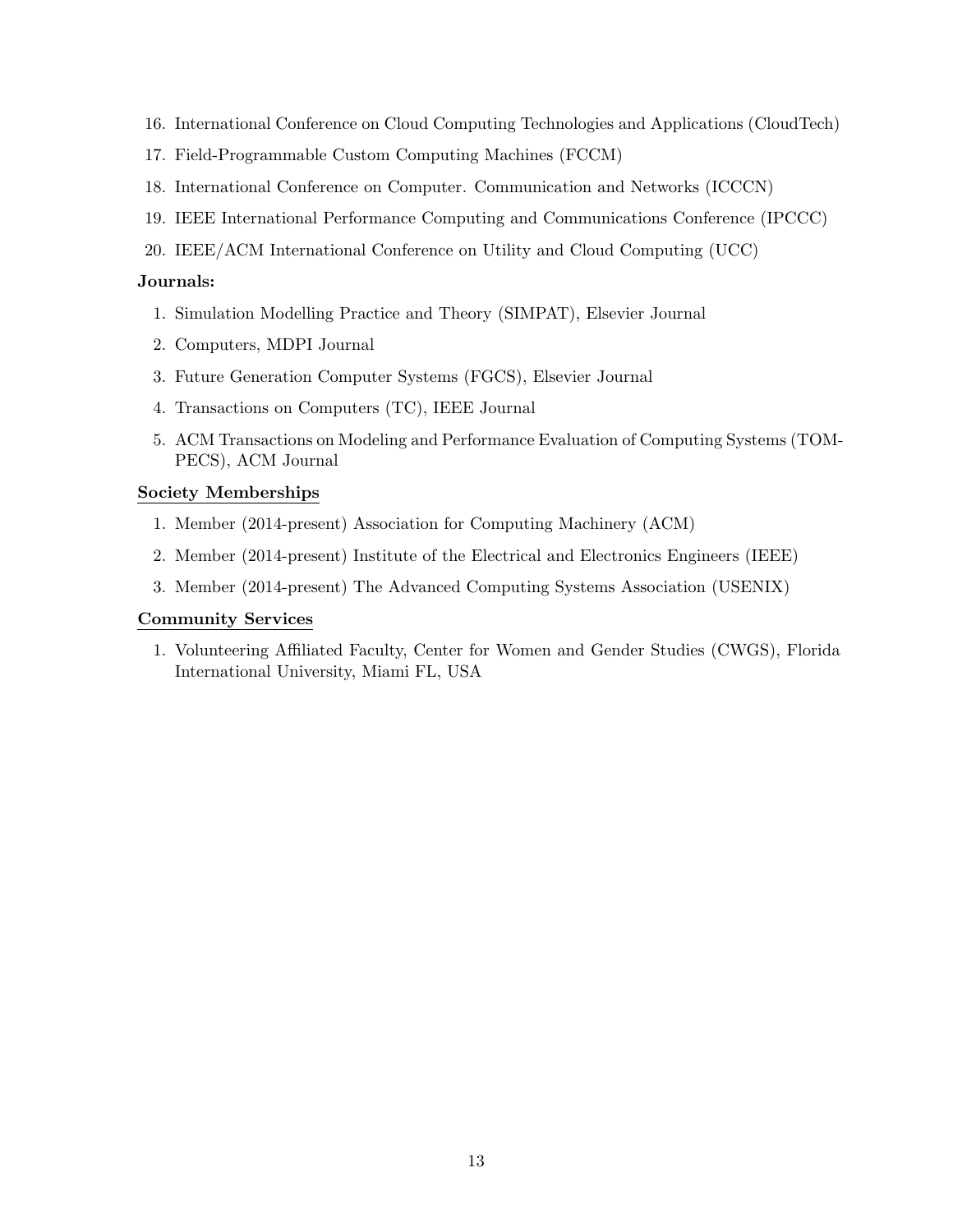16. International Conference on Cloud Computing Technologies and Applications (CloudTech)
17. Field-Programmable Custom Computing Machines (FCCM)
18. International Conference on Computer. Communication and Networks (ICCCN)
19. IEEE International Performance Computing and Communications Conference (IPCCC)
20. IEEE/ACM International Conference on Utility and Cloud Computing (UCC)

**Journals:**

1. Simulation Modelling Practice and Theory (SIMPAT), Elsevier Journal
2. Computers, MDPI Journal
3. Future Generation Computer Systems (FGCS), Elsevier Journal
4. Transactions on Computers (TC), IEEE Journal
5. ACM Transactions on Modeling and Performance Evaluation of Computing Systems (TOMPECS), ACM Journal

## Society Memberships

1. Member (2014-present) Association for Computing Machinery (ACM)
2. Member (2014-present) Institute of the Electrical and Electronics Engineers (IEEE)
3. Member (2014-present) The Advanced Computing Systems Association (USENIX)

## Community Services

1. Volunteering Affiliated Faculty, Center for Women and Gender Studies (CWGS), Florida International University, Miami FL, USA